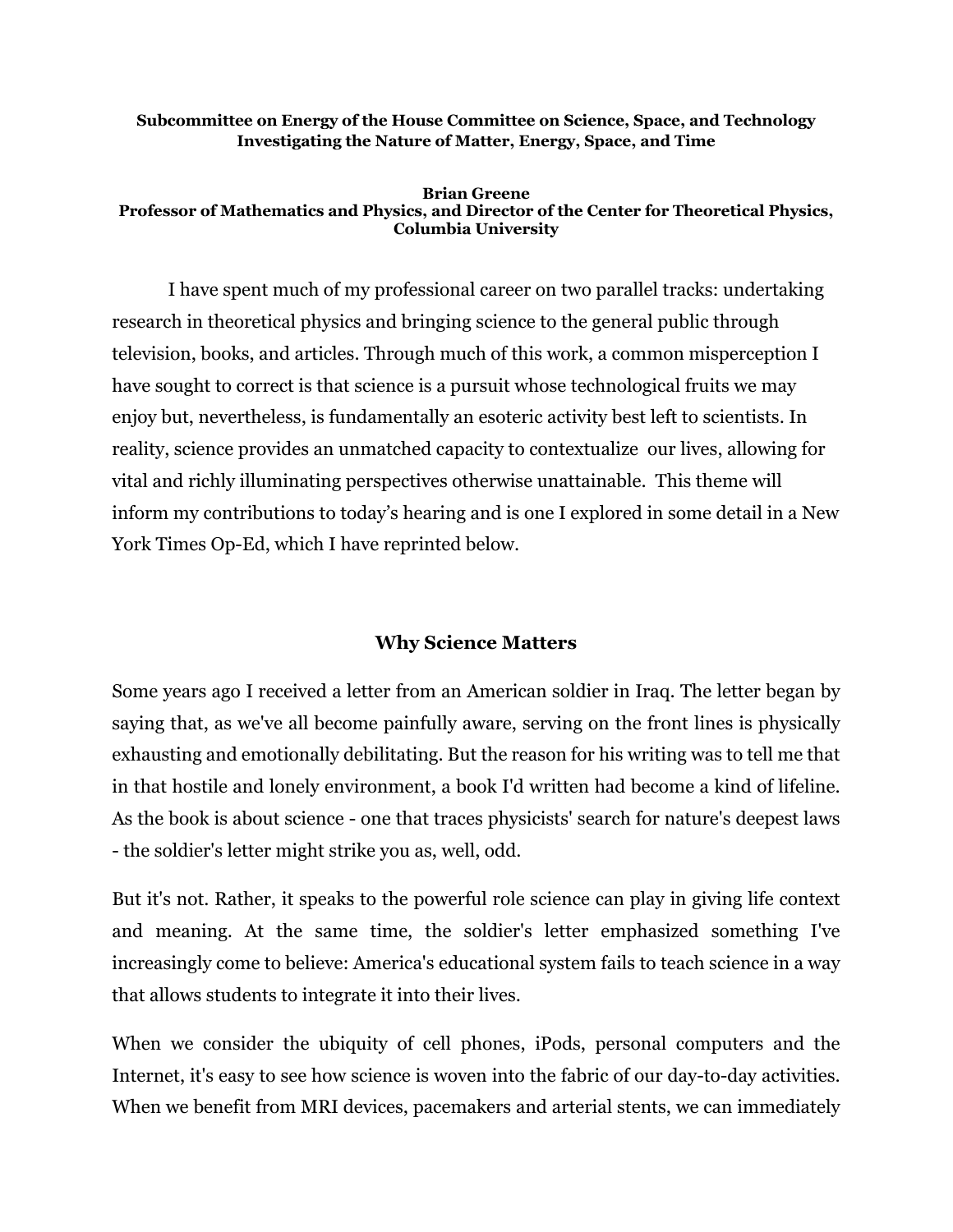**Subcommittee on Energy of the House Committee on Science, Space, and Technology**
**Investigating the Nature of Matter, Energy, Space, and Time**

**Brian Greene**
**Professor of Mathematics and Physics, and Director of the Center for Theoretical Physics, Columbia University**

I have spent much of my professional career on two parallel tracks: undertaking research in theoretical physics and bringing science to the general public through television, books, and articles. Through much of this work, a common misperception I have sought to correct is that science is a pursuit whose technological fruits we may enjoy but, nevertheless, is fundamentally an esoteric activity best left to scientists. In reality, science provides an unmatched capacity to contextualize our lives, allowing for vital and richly illuminating perspectives otherwise unattainable. This theme will inform my contributions to today's hearing and is one I explored in some detail in a New York Times Op-Ed, which I have reprinted below.

## Why Science Matters

Some years ago I received a letter from an American soldier in Iraq. The letter began by saying that, as we've all become painfully aware, serving on the front lines is physically exhausting and emotionally debilitating. But the reason for his writing was to tell me that in that hostile and lonely environment, a book I'd written had become a kind of lifeline. As the book is about science - one that traces physicists' search for nature's deepest laws - the soldier's letter might strike you as, well, odd.

But it's not. Rather, it speaks to the powerful role science can play in giving life context and meaning. At the same time, the soldier's letter emphasized something I've increasingly come to believe: America's educational system fails to teach science in a way that allows students to integrate it into their lives.

When we consider the ubiquity of cell phones, iPods, personal computers and the Internet, it's easy to see how science is woven into the fabric of our day-to-day activities. When we benefit from MRI devices, pacemakers and arterial stents, we can immediately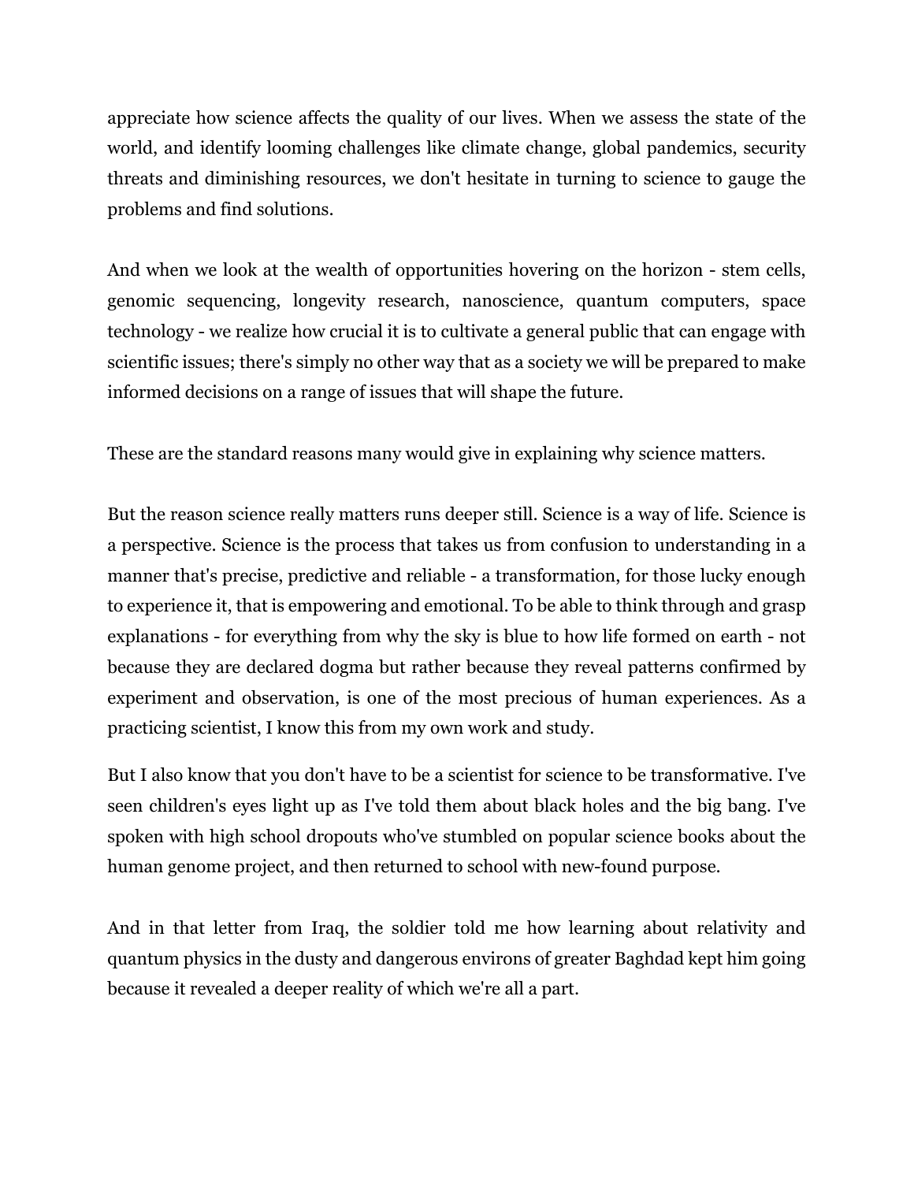appreciate how science affects the quality of our lives. When we assess the state of the world, and identify looming challenges like climate change, global pandemics, security threats and diminishing resources, we don't hesitate in turning to science to gauge the problems and find solutions.

And when we look at the wealth of opportunities hovering on the horizon - stem cells, genomic sequencing, longevity research, nanoscience, quantum computers, space technology - we realize how crucial it is to cultivate a general public that can engage with scientific issues; there's simply no other way that as a society we will be prepared to make informed decisions on a range of issues that will shape the future.

These are the standard reasons many would give in explaining why science matters.

But the reason science really matters runs deeper still. Science is a way of life. Science is a perspective. Science is the process that takes us from confusion to understanding in a manner that's precise, predictive and reliable - a transformation, for those lucky enough to experience it, that is empowering and emotional. To be able to think through and grasp explanations - for everything from why the sky is blue to how life formed on earth - not because they are declared dogma but rather because they reveal patterns confirmed by experiment and observation, is one of the most precious of human experiences. As a practicing scientist, I know this from my own work and study.

But I also know that you don't have to be a scientist for science to be transformative. I've seen children's eyes light up as I've told them about black holes and the big bang. I've spoken with high school dropouts who've stumbled on popular science books about the human genome project, and then returned to school with new-found purpose.

And in that letter from Iraq, the soldier told me how learning about relativity and quantum physics in the dusty and dangerous environs of greater Baghdad kept him going because it revealed a deeper reality of which we're all a part.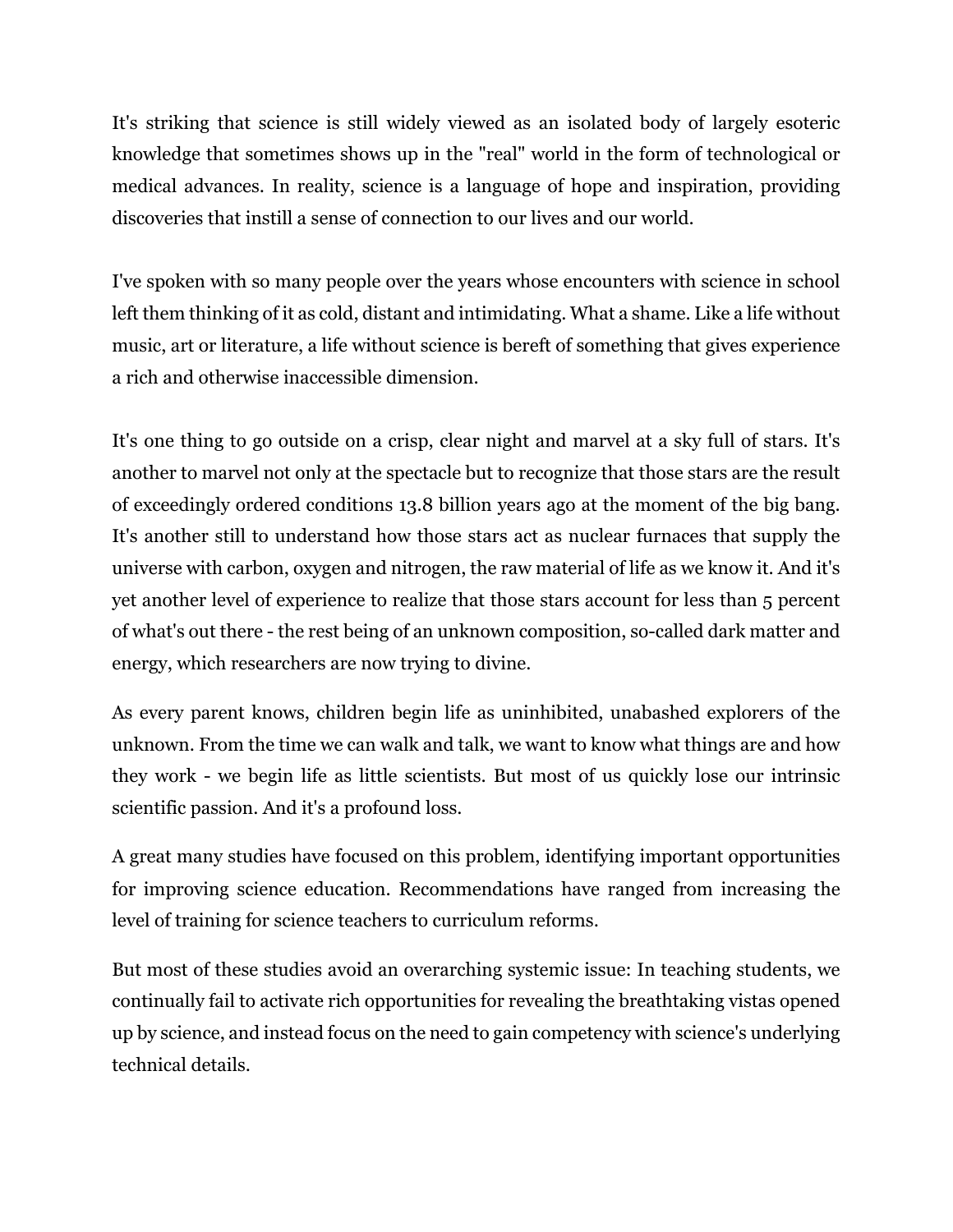It's striking that science is still widely viewed as an isolated body of largely esoteric knowledge that sometimes shows up in the "real" world in the form of technological or medical advances. In reality, science is a language of hope and inspiration, providing discoveries that instill a sense of connection to our lives and our world.

I've spoken with so many people over the years whose encounters with science in school left them thinking of it as cold, distant and intimidating. What a shame. Like a life without music, art or literature, a life without science is bereft of something that gives experience a rich and otherwise inaccessible dimension.

It's one thing to go outside on a crisp, clear night and marvel at a sky full of stars. It's another to marvel not only at the spectacle but to recognize that those stars are the result of exceedingly ordered conditions 13.8 billion years ago at the moment of the big bang. It's another still to understand how those stars act as nuclear furnaces that supply the universe with carbon, oxygen and nitrogen, the raw material of life as we know it. And it's yet another level of experience to realize that those stars account for less than 5 percent of what's out there - the rest being of an unknown composition, so-called dark matter and energy, which researchers are now trying to divine.

As every parent knows, children begin life as uninhibited, unabashed explorers of the unknown. From the time we can walk and talk, we want to know what things are and how they work - we begin life as little scientists. But most of us quickly lose our intrinsic scientific passion. And it's a profound loss.

A great many studies have focused on this problem, identifying important opportunities for improving science education. Recommendations have ranged from increasing the level of training for science teachers to curriculum reforms.

But most of these studies avoid an overarching systemic issue: In teaching students, we continually fail to activate rich opportunities for revealing the breathtaking vistas opened up by science, and instead focus on the need to gain competency with science's underlying technical details.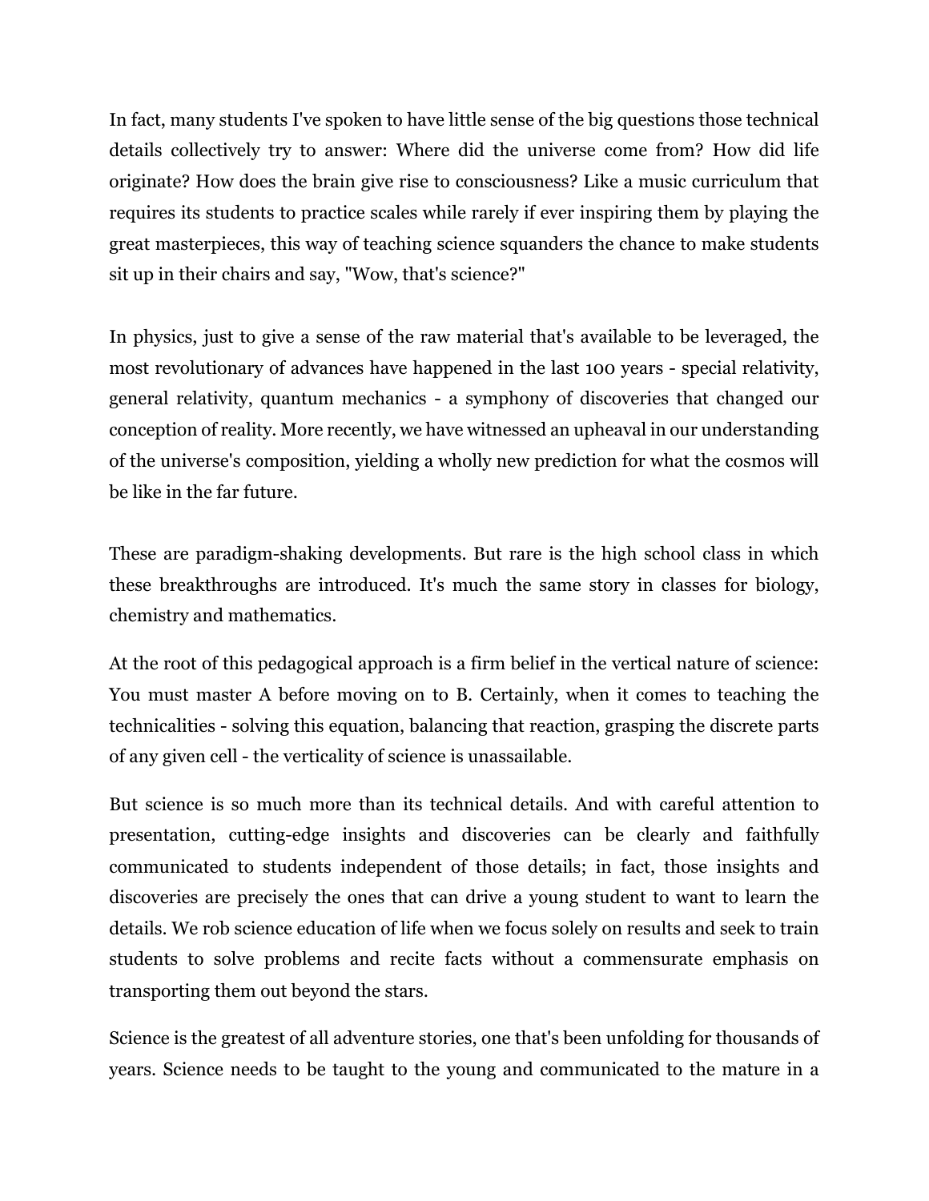In fact, many students I've spoken to have little sense of the big questions those technical details collectively try to answer: Where did the universe come from? How did life originate? How does the brain give rise to consciousness? Like a music curriculum that requires its students to practice scales while rarely if ever inspiring them by playing the great masterpieces, this way of teaching science squanders the chance to make students sit up in their chairs and say, "Wow, that's science?"

In physics, just to give a sense of the raw material that's available to be leveraged, the most revolutionary of advances have happened in the last 100 years - special relativity, general relativity, quantum mechanics - a symphony of discoveries that changed our conception of reality. More recently, we have witnessed an upheaval in our understanding of the universe's composition, yielding a wholly new prediction for what the cosmos will be like in the far future.

These are paradigm-shaking developments. But rare is the high school class in which these breakthroughs are introduced. It's much the same story in classes for biology, chemistry and mathematics.

At the root of this pedagogical approach is a firm belief in the vertical nature of science: You must master A before moving on to B. Certainly, when it comes to teaching the technicalities - solving this equation, balancing that reaction, grasping the discrete parts of any given cell - the verticality of science is unassailable.

But science is so much more than its technical details. And with careful attention to presentation, cutting-edge insights and discoveries can be clearly and faithfully communicated to students independent of those details; in fact, those insights and discoveries are precisely the ones that can drive a young student to want to learn the details. We rob science education of life when we focus solely on results and seek to train students to solve problems and recite facts without a commensurate emphasis on transporting them out beyond the stars.

Science is the greatest of all adventure stories, one that's been unfolding for thousands of years. Science needs to be taught to the young and communicated to the mature in a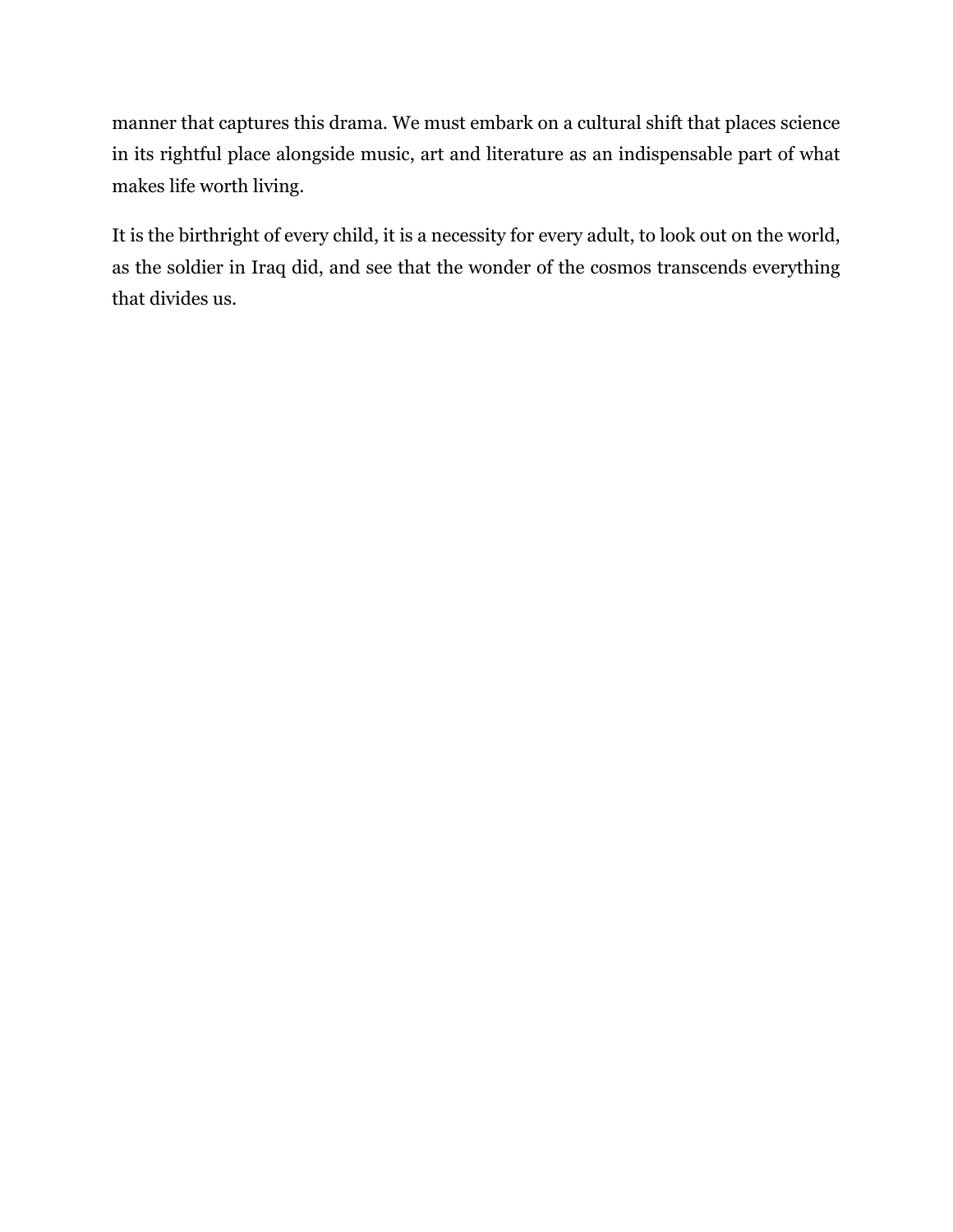manner that captures this drama. We must embark on a cultural shift that places science in its rightful place alongside music, art and literature as an indispensable part of what makes life worth living.

It is the birthright of every child, it is a necessity for every adult, to look out on the world, as the soldier in Iraq did, and see that the wonder of the cosmos transcends everything that divides us.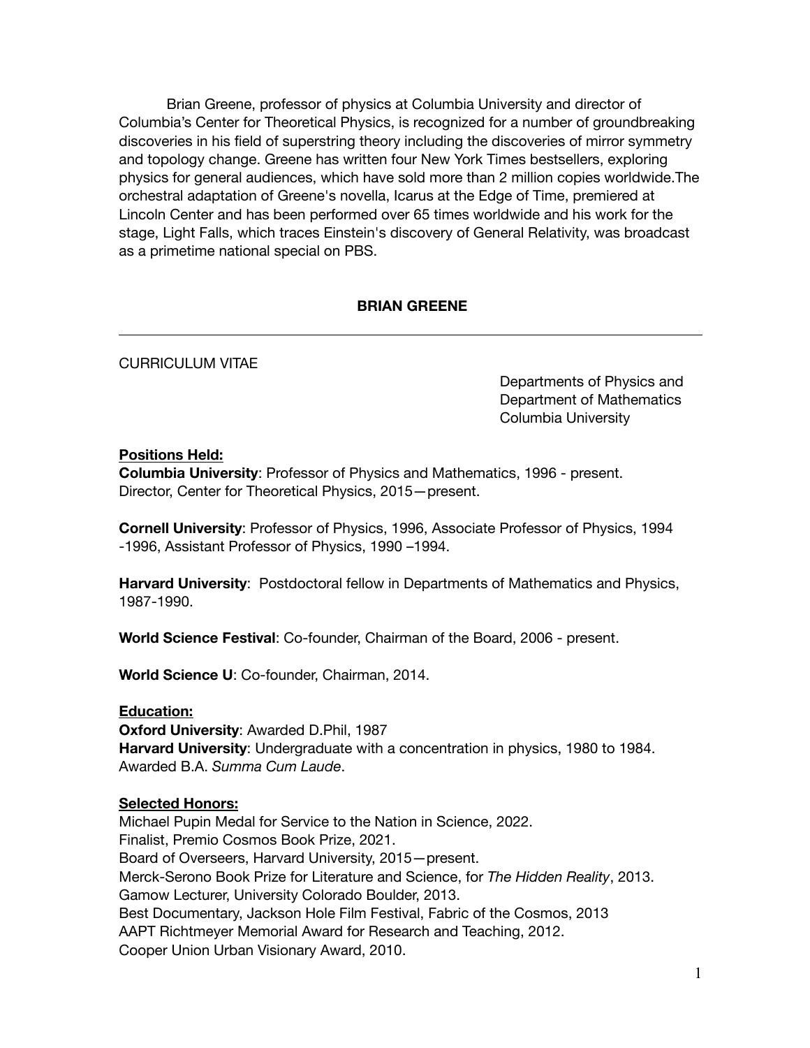Brian Greene, professor of physics at Columbia University and director of Columbia's Center for Theoretical Physics, is recognized for a number of groundbreaking discoveries in his field of superstring theory including the discoveries of mirror symmetry and topology change. Greene has written four New York Times bestsellers, exploring physics for general audiences, which have sold more than 2 million copies worldwide.The orchestral adaptation of Greene's novella, Icarus at the Edge of Time, premiered at Lincoln Center and has been performed over 65 times worldwide and his work for the stage, Light Falls, which traces Einstein's discovery of General Relativity, was broadcast as a primetime national special on PBS.

# BRIAN GREENE

---

CURRICULUM VITAE

Departments of Physics and
Department of Mathematics
Columbia University

## Positions Held:

**Columbia University**: Professor of Physics and Mathematics, 1996 - present.
Director, Center for Theoretical Physics, 2015—present.

**Cornell University**: Professor of Physics, 1996, Associate Professor of Physics, 1994 -1996, Assistant Professor of Physics, 1990 –1994.

**Harvard University**: Postdoctoral fellow in Departments of Mathematics and Physics, 1987-1990.

**World Science Festival**: Co-founder, Chairman of the Board, 2006 - present.

**World Science U**: Co-founder, Chairman, 2014.

## Education:

**Oxford University**: Awarded D.Phil, 1987
**Harvard University**: Undergraduate with a concentration in physics, 1980 to 1984. Awarded B.A. *Summa Cum Laude*.

## Selected Honors:

Michael Pupin Medal for Service to the Nation in Science, 2022.
Finalist, Premio Cosmos Book Prize, 2021.
Board of Overseers, Harvard University, 2015—present.
Merck-Serono Book Prize for Literature and Science, for *The Hidden Reality*, 2013.
Gamow Lecturer, University Colorado Boulder, 2013.
Best Documentary, Jackson Hole Film Festival, Fabric of the Cosmos, 2013
AAPT Richtmeyer Memorial Award for Research and Teaching, 2012.
Cooper Union Urban Visionary Award, 2010.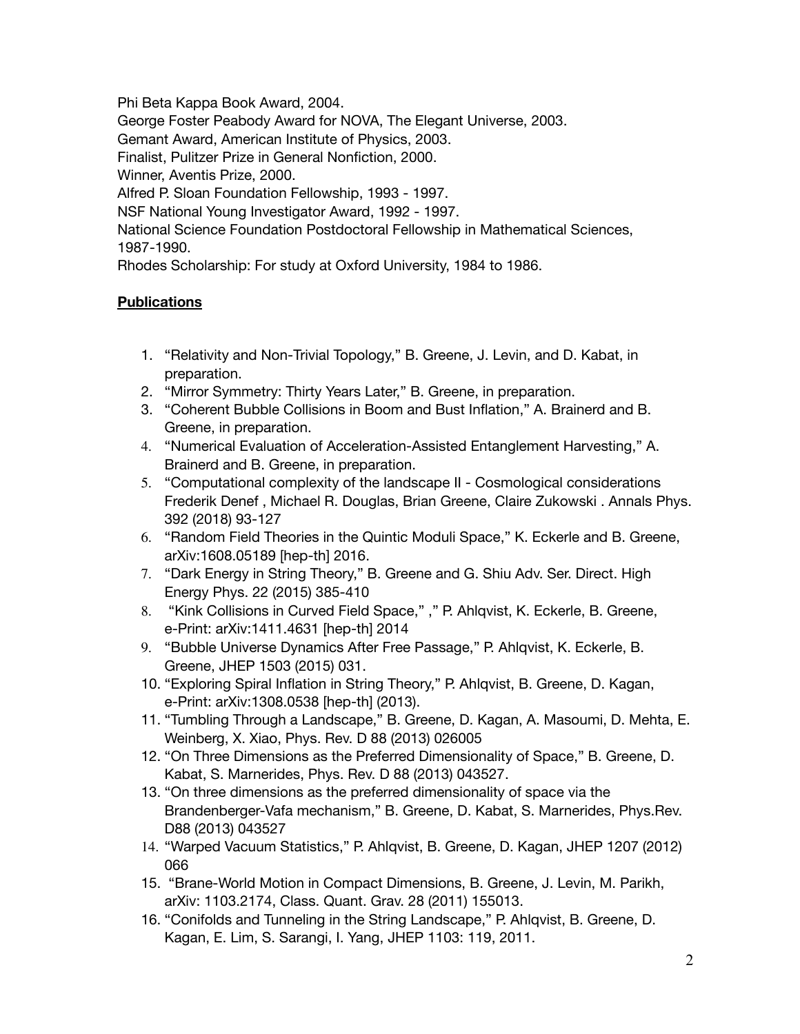Phi Beta Kappa Book Award, 2004.
George Foster Peabody Award for NOVA, The Elegant Universe, 2003.
Gemant Award, American Institute of Physics, 2003.
Finalist, Pulitzer Prize in General Nonfiction, 2000.
Winner, Aventis Prize, 2000.
Alfred P. Sloan Foundation Fellowship, 1993 - 1997.
NSF National Young Investigator Award, 1992 - 1997.
National Science Foundation Postdoctoral Fellowship in Mathematical Sciences, 1987-1990.
Rhodes Scholarship: For study at Oxford University, 1984 to 1986.

**Publications**

1. "Relativity and Non-Trivial Topology," B. Greene, J. Levin, and D. Kabat, in preparation.
2. "Mirror Symmetry: Thirty Years Later," B. Greene, in preparation.
3. "Coherent Bubble Collisions in Boom and Bust Inflation," A. Brainerd and B. Greene, in preparation.
4. "Numerical Evaluation of Acceleration-Assisted Entanglement Harvesting," A. Brainerd and B. Greene, in preparation.
5. "Computational complexity of the landscape II - Cosmological considerations Frederik Denef , Michael R. Douglas, Brian Greene, Claire Zukowski . Annals Phys. 392 (2018) 93-127
6. "Random Field Theories in the Quintic Moduli Space," K. Eckerle and B. Greene, arXiv:1608.05189 [hep-th] 2016.
7. "Dark Energy in String Theory," B. Greene and G. Shiu Adv. Ser. Direct. High Energy Phys. 22 (2015) 385-410
8. "Kink Collisions in Curved Field Space," ," P. Ahlqvist, K. Eckerle, B. Greene, e-Print: arXiv:1411.4631 [hep-th] 2014
9. "Bubble Universe Dynamics After Free Passage," P. Ahlqvist, K. Eckerle, B. Greene, JHEP 1503 (2015) 031.
10. "Exploring Spiral Inflation in String Theory," P. Ahlqvist, B. Greene, D. Kagan, e-Print: arXiv:1308.0538 [hep-th] (2013).
11. "Tumbling Through a Landscape," B. Greene, D. Kagan, A. Masoumi, D. Mehta, E. Weinberg, X. Xiao, Phys. Rev. D 88 (2013) 026005
12. "On Three Dimensions as the Preferred Dimensionality of Space," B. Greene, D. Kabat, S. Marnerides, Phys. Rev. D 88 (2013) 043527.
13. "On three dimensions as the preferred dimensionality of space via the Brandenberger-Vafa mechanism," B. Greene, D. Kabat, S. Marnerides, Phys.Rev. D88 (2013) 043527
14. "Warped Vacuum Statistics," P. Ahlqvist, B. Greene, D. Kagan, JHEP 1207 (2012) 066
15. "Brane-World Motion in Compact Dimensions, B. Greene, J. Levin, M. Parikh, arXiv: 1103.2174, Class. Quant. Grav. 28 (2011) 155013.
16. "Conifolds and Tunneling in the String Landscape," P. Ahlqvist, B. Greene, D. Kagan, E. Lim, S. Sarangi, I. Yang, JHEP 1103: 119, 2011.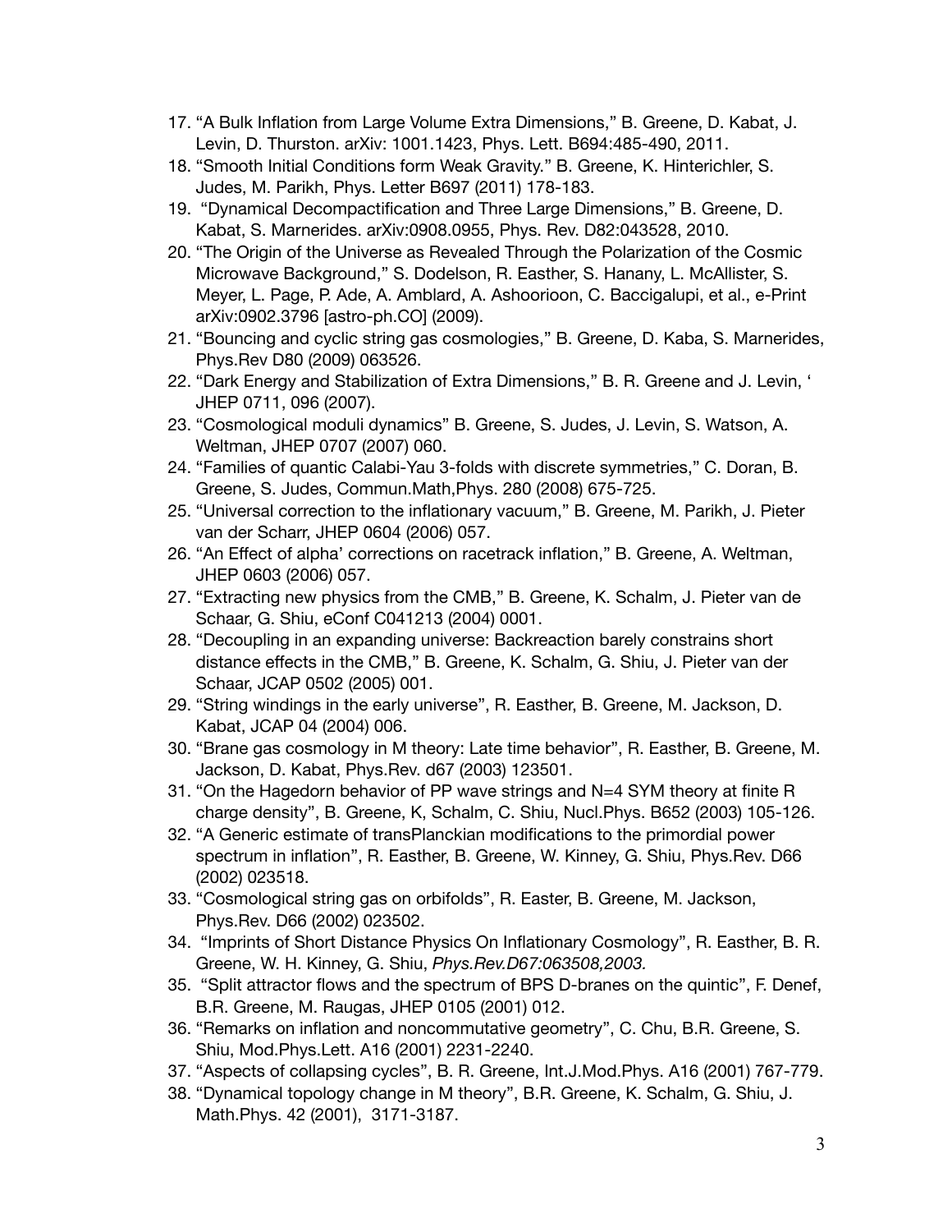17. "A Bulk Inflation from Large Volume Extra Dimensions," B. Greene, D. Kabat, J. Levin, D. Thurston. arXiv: 1001.1423, Phys. Lett. B694:485-490, 2011.
18. "Smooth Initial Conditions form Weak Gravity." B. Greene, K. Hinterichler, S. Judes, M. Parikh, Phys. Letter B697 (2011) 178-183.
19. "Dynamical Decompactification and Three Large Dimensions," B. Greene, D. Kabat, S. Marnerides. arXiv:0908.0955, Phys. Rev. D82:043528, 2010.
20. "The Origin of the Universe as Revealed Through the Polarization of the Cosmic Microwave Background," S. Dodelson, R. Easther, S. Hanany, L. McAllister, S. Meyer, L. Page, P. Ade, A. Amblard, A. Ashoorioon, C. Baccigalupi, et al., e-Print arXiv:0902.3796 [astro-ph.CO] (2009).
21. "Bouncing and cyclic string gas cosmologies," B. Greene, D. Kaba, S. Marnerides, Phys.Rev D80 (2009) 063526.
22. "Dark Energy and Stabilization of Extra Dimensions," B. R. Greene and J. Levin, ' JHEP 0711, 096 (2007).
23. "Cosmological moduli dynamics" B. Greene, S. Judes, J. Levin, S. Watson, A. Weltman, JHEP 0707 (2007) 060.
24. "Families of quantic Calabi-Yau 3-folds with discrete symmetries," C. Doran, B. Greene, S. Judes, Commun.Math,Phys. 280 (2008) 675-725.
25. "Universal correction to the inflationary vacuum," B. Greene, M. Parikh, J. Pieter van der Scharr, JHEP 0604 (2006) 057.
26. "An Effect of alpha' corrections on racetrack inflation," B. Greene, A. Weltman, JHEP 0603 (2006) 057.
27. "Extracting new physics from the CMB," B. Greene, K. Schalm, J. Pieter van de Schaar, G. Shiu, eConf C041213 (2004) 0001.
28. "Decoupling in an expanding universe: Backreaction barely constrains short distance effects in the CMB," B. Greene, K. Schalm, G. Shiu, J. Pieter van der Schaar, JCAP 0502 (2005) 001.
29. "String windings in the early universe", R. Easther, B. Greene, M. Jackson, D. Kabat, JCAP 04 (2004) 006.
30. "Brane gas cosmology in M theory: Late time behavior", R. Easther, B. Greene, M. Jackson, D. Kabat, Phys.Rev. d67 (2003) 123501.
31. "On the Hagedorn behavior of PP wave strings and N=4 SYM theory at finite R charge density", B. Greene, K, Schalm, C. Shiu, Nucl.Phys. B652 (2003) 105-126.
32. "A Generic estimate of transPlanckian modifications to the primordial power spectrum in inflation", R. Easther, B. Greene, W. Kinney, G. Shiu, Phys.Rev. D66 (2002) 023518.
33. "Cosmological string gas on orbifolds", R. Easter, B. Greene, M. Jackson, Phys.Rev. D66 (2002) 023502.
34. "Imprints of Short Distance Physics On Inflationary Cosmology", R. Easther, B. R. Greene, W. H. Kinney, G. Shiu, *Phys.Rev.D67:063508,2003.*
35. "Split attractor flows and the spectrum of BPS D-branes on the quintic", F. Denef, B.R. Greene, M. Raugas, JHEP 0105 (2001) 012.
36. "Remarks on inflation and noncommutative geometry", C. Chu, B.R. Greene, S. Shiu, Mod.Phys.Lett. A16 (2001) 2231-2240.
37. "Aspects of collapsing cycles", B. R. Greene, Int.J.Mod.Phys. A16 (2001) 767-779.
38. "Dynamical topology change in M theory", B.R. Greene, K. Schalm, G. Shiu, J. Math.Phys. 42 (2001), 3171-3187.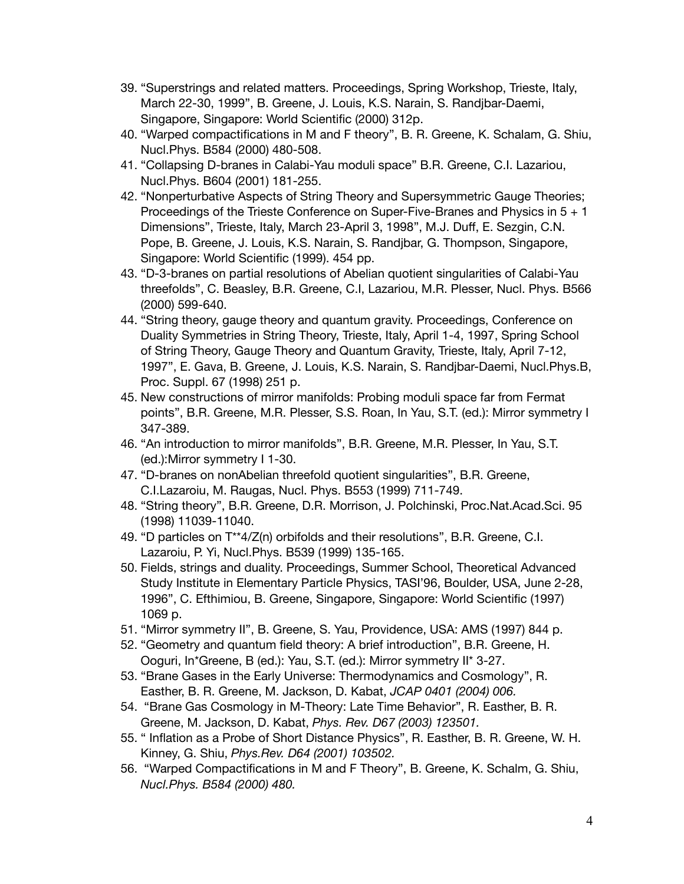39. “Superstrings and related matters. Proceedings, Spring Workshop, Trieste, Italy, March 22-30, 1999”, B. Greene, J. Louis, K.S. Narain, S. Randjbar-Daemi, Singapore, Singapore: World Scientific (2000) 312p.
40. “Warped compactifications in M and F theory”, B. R. Greene, K. Schalam, G. Shiu, Nucl.Phys. B584 (2000) 480-508.
41. “Collapsing D-branes in Calabi-Yau moduli space” B.R. Greene, C.I. Lazariou, Nucl.Phys. B604 (2001) 181-255.
42. “Nonperturbative Aspects of String Theory and Supersymmetric Gauge Theories; Proceedings of the Trieste Conference on Super-Five-Branes and Physics in 5 + 1 Dimensions”, Trieste, Italy, March 23-April 3, 1998”, M.J. Duff, E. Sezgin, C.N. Pope, B. Greene, J. Louis, K.S. Narain, S. Randjbar, G. Thompson, Singapore, Singapore: World Scientific (1999). 454 pp.
43. “D-3-branes on partial resolutions of Abelian quotient singularities of Calabi-Yau threefolds”, C. Beasley, B.R. Greene, C.I, Lazariou, M.R. Plesser, Nucl. Phys. B566 (2000) 599-640.
44. “String theory, gauge theory and quantum gravity. Proceedings, Conference on Duality Symmetries in String Theory, Trieste, Italy, April 1-4, 1997, Spring School of String Theory, Gauge Theory and Quantum Gravity, Trieste, Italy, April 7-12, 1997”, E. Gava, B. Greene, J. Louis, K.S. Narain, S. Randjbar-Daemi, Nucl.Phys.B, Proc. Suppl. 67 (1998) 251 p.
45. New constructions of mirror manifolds: Probing moduli space far from Fermat points”, B.R. Greene, M.R. Plesser, S.S. Roan, In Yau, S.T. (ed.): Mirror symmetry I 347-389.
46. “An introduction to mirror manifolds”, B.R. Greene, M.R. Plesser, In Yau, S.T. (ed.):Mirror symmetry I 1-30.
47. “D-branes on nonAbelian threefold quotient singularities”, B.R. Greene, C.I.Lazaroiu, M. Raugas, Nucl. Phys. B553 (1999) 711-749.
48. “String theory”, B.R. Greene, D.R. Morrison, J. Polchinski, Proc.Nat.Acad.Sci. 95 (1998) 11039-11040.
49. “D particles on T**4/Z(n) orbifolds and their resolutions”, B.R. Greene, C.I. Lazaroiu, P. Yi, Nucl.Phys. B539 (1999) 135-165.
50. Fields, strings and duality. Proceedings, Summer School, Theoretical Advanced Study Institute in Elementary Particle Physics, TASI’96, Boulder, USA, June 2-28, 1996”, C. Efthimiou, B. Greene, Singapore, Singapore: World Scientific (1997) 1069 p.
51. “Mirror symmetry II”, B. Greene, S. Yau, Providence, USA: AMS (1997) 844 p.
52. “Geometry and quantum field theory: A brief introduction”, B.R. Greene, H. Ooguri, In*Greene, B (ed.): Yau, S.T. (ed.): Mirror symmetry II* 3-27.
53. “Brane Gases in the Early Universe: Thermodynamics and Cosmology”, R. Easther, B. R. Greene, M. Jackson, D. Kabat, *JCAP 0401 (2004) 006.*
54. “Brane Gas Cosmology in M-Theory: Late Time Behavior”, R. Easther, B. R. Greene, M. Jackson, D. Kabat, *Phys. Rev. D67 (2003) 123501.*
55. “ Inflation as a Probe of Short Distance Physics”, R. Easther, B. R. Greene, W. H. Kinney, G. Shiu, *Phys.Rev. D64 (2001) 103502.*
56. “Warped Compactifications in M and F Theory”, B. Greene, K. Schalm, G. Shiu, *Nucl.Phys. B584 (2000) 480.*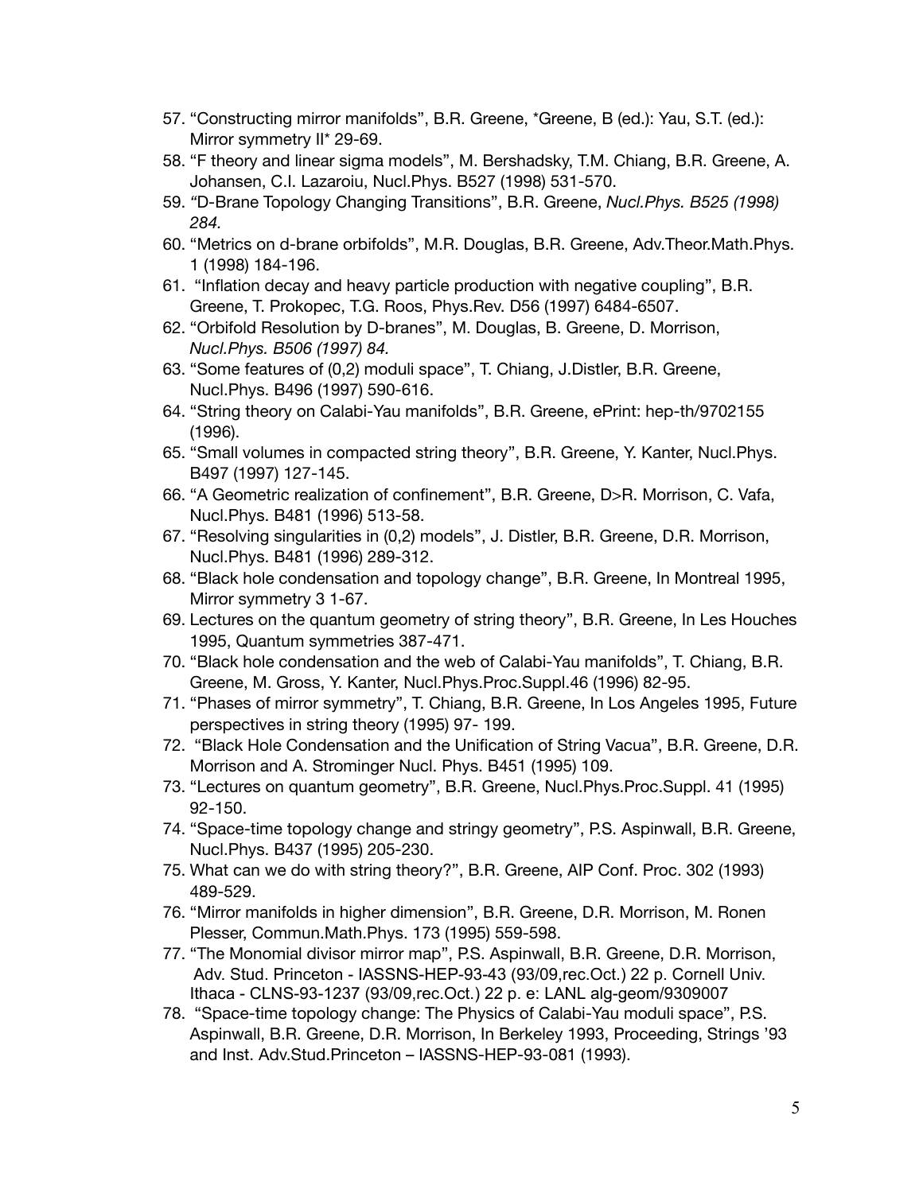57. “Constructing mirror manifolds”, B.R. Greene, *Greene, B (ed.): Yau, S.T. (ed.): Mirror symmetry II* 29-69.
58. “F theory and linear sigma models”, M. Bershadsky, T.M. Chiang, B.R. Greene, A. Johansen, C.I. Lazaroiu, Nucl.Phys. B527 (1998) 531-570.
59. *“*D-Brane Topology Changing Transitions”, B.R. Greene, *Nucl.Phys. B525 (1998) 284.*
60. “Metrics on d-brane orbifolds”, M.R. Douglas, B.R. Greene, Adv.Theor.Math.Phys. 1 (1998) 184-196.
61. “Inflation decay and heavy particle production with negative coupling”, B.R. Greene, T. Prokopec, T.G. Roos, Phys.Rev. D56 (1997) 6484-6507.
62. “Orbifold Resolution by D-branes”, M. Douglas, B. Greene, D. Morrison, *Nucl.Phys. B506 (1997) 84.*
63. “Some features of (0,2) moduli space”, T. Chiang, J.Distler, B.R. Greene, Nucl.Phys. B496 (1997) 590-616.
64. “String theory on Calabi-Yau manifolds”, B.R. Greene, ePrint: hep-th/9702155 (1996).
65. “Small volumes in compacted string theory”, B.R. Greene, Y. Kanter, Nucl.Phys. B497 (1997) 127-145.
66. “A Geometric realization of confinement”, B.R. Greene, D>R. Morrison, C. Vafa, Nucl.Phys. B481 (1996) 513-58.
67. “Resolving singularities in (0,2) models”, J. Distler, B.R. Greene, D.R. Morrison, Nucl.Phys. B481 (1996) 289-312.
68. “Black hole condensation and topology change”, B.R. Greene, In Montreal 1995, Mirror symmetry 3 1-67.
69. Lectures on the quantum geometry of string theory”, B.R. Greene, In Les Houches 1995, Quantum symmetries 387-471.
70. “Black hole condensation and the web of Calabi-Yau manifolds”, T. Chiang, B.R. Greene, M. Gross, Y. Kanter, Nucl.Phys.Proc.Suppl.46 (1996) 82-95.
71. “Phases of mirror symmetry”, T. Chiang, B.R. Greene, In Los Angeles 1995, Future perspectives in string theory (1995) 97- 199.
72. “Black Hole Condensation and the Unification of String Vacua”, B.R. Greene, D.R. Morrison and A. Strominger Nucl. Phys. B451 (1995) 109.
73. “Lectures on quantum geometry”, B.R. Greene, Nucl.Phys.Proc.Suppl. 41 (1995) 92-150.
74. “Space-time topology change and stringy geometry”, P.S. Aspinwall, B.R. Greene, Nucl.Phys. B437 (1995) 205-230.
75. What can we do with string theory?”, B.R. Greene, AIP Conf. Proc. 302 (1993) 489-529.
76. “Mirror manifolds in higher dimension”, B.R. Greene, D.R. Morrison, M. Ronen Plesser, Commun.Math.Phys. 173 (1995) 559-598.
77. “The Monomial divisor mirror map”, P.S. Aspinwall, B.R. Greene, D.R. Morrison, Adv. Stud. Princeton - IASSNS-HEP-93-43 (93/09,rec.Oct.) 22 p. Cornell Univ. Ithaca - CLNS-93-1237 (93/09,rec.Oct.) 22 p. e: LANL alg-geom/9309007
78. “Space-time topology change: The Physics of Calabi-Yau moduli space”, P.S. Aspinwall, B.R. Greene, D.R. Morrison, In Berkeley 1993, Proceeding, Strings ’93 and Inst. Adv.Stud.Princeton – IASSNS-HEP-93-081 (1993).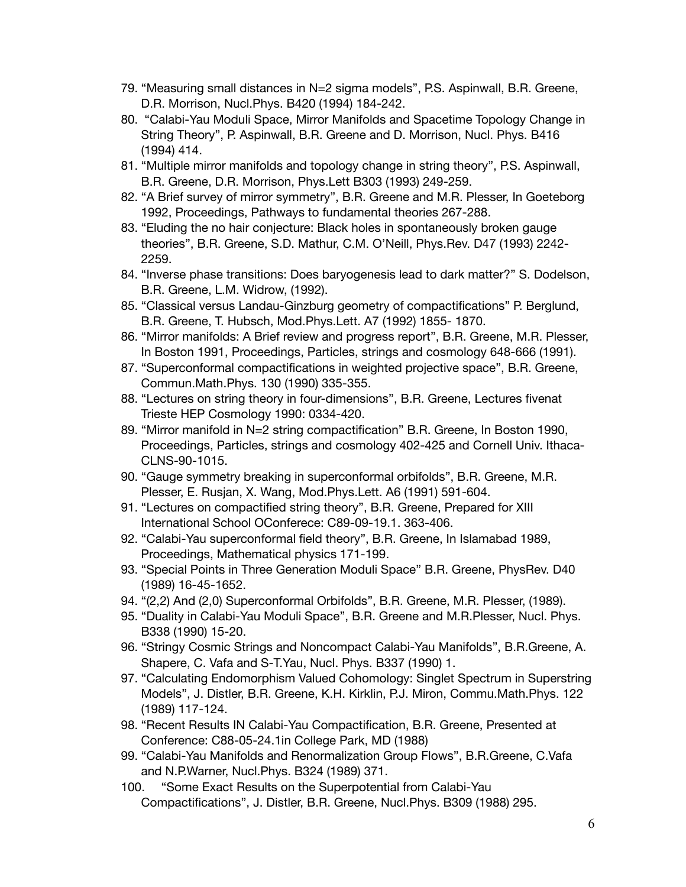79. "Measuring small distances in N=2 sigma models", P.S. Aspinwall, B.R. Greene, D.R. Morrison, Nucl.Phys. B420 (1994) 184-242.
80. "Calabi-Yau Moduli Space, Mirror Manifolds and Spacetime Topology Change in String Theory", P. Aspinwall, B.R. Greene and D. Morrison, Nucl. Phys. B416 (1994) 414.
81. "Multiple mirror manifolds and topology change in string theory", P.S. Aspinwall, B.R. Greene, D.R. Morrison, Phys.Lett B303 (1993) 249-259.
82. "A Brief survey of mirror symmetry", B.R. Greene and M.R. Plesser, In Goeteborg 1992, Proceedings, Pathways to fundamental theories 267-288.
83. "Eluding the no hair conjecture: Black holes in spontaneously broken gauge theories", B.R. Greene, S.D. Mathur, C.M. O'Neill, Phys.Rev. D47 (1993) 2242-2259.
84. "Inverse phase transitions: Does baryogenesis lead to dark matter?" S. Dodelson, B.R. Greene, L.M. Widrow, (1992).
85. "Classical versus Landau-Ginzburg geometry of compactifications" P. Berglund, B.R. Greene, T. Hubsch, Mod.Phys.Lett. A7 (1992) 1855- 1870.
86. "Mirror manifolds: A Brief review and progress report", B.R. Greene, M.R. Plesser, In Boston 1991, Proceedings, Particles, strings and cosmology 648-666 (1991).
87. "Superconformal compactifications in weighted projective space", B.R. Greene, Commun.Math.Phys. 130 (1990) 335-355.
88. "Lectures on string theory in four-dimensions", B.R. Greene, Lectures fivenat Trieste HEP Cosmology 1990: 0334-420.
89. "Mirror manifold in N=2 string compactification" B.R. Greene, In Boston 1990, Proceedings, Particles, strings and cosmology 402-425 and Cornell Univ. Ithaca-CLNS-90-1015.
90. "Gauge symmetry breaking in superconformal orbifolds", B.R. Greene, M.R. Plesser, E. Rusjan, X. Wang, Mod.Phys.Lett. A6 (1991) 591-604.
91. "Lectures on compactified string theory", B.R. Greene, Prepared for XIII International School OConferece: C89-09-19.1. 363-406.
92. "Calabi-Yau superconformal field theory", B.R. Greene, In Islamabad 1989, Proceedings, Mathematical physics 171-199.
93. "Special Points in Three Generation Moduli Space" B.R. Greene, PhysRev. D40 (1989) 16-45-1652.
94. "(2,2) And (2,0) Superconformal Orbifolds", B.R. Greene, M.R. Plesser, (1989).
95. "Duality in Calabi-Yau Moduli Space", B.R. Greene and M.R.Plesser, Nucl. Phys. B338 (1990) 15-20.
96. "Stringy Cosmic Strings and Noncompact Calabi-Yau Manifolds", B.R.Greene, A. Shapere, C. Vafa and S-T.Yau, Nucl. Phys. B337 (1990) 1.
97. "Calculating Endomorphism Valued Cohomology: Singlet Spectrum in Superstring Models", J. Distler, B.R. Greene, K.H. Kirklin, P.J. Miron, Commu.Math.Phys. 122 (1989) 117-124.
98. "Recent Results IN Calabi-Yau Compactification, B.R. Greene, Presented at Conference: C88-05-24.1in College Park, MD (1988)
99. "Calabi-Yau Manifolds and Renormalization Group Flows", B.R.Greene, C.Vafa and N.P.Warner, Nucl.Phys. B324 (1989) 371.
100. "Some Exact Results on the Superpotential from Calabi-Yau Compactifications", J. Distler, B.R. Greene, Nucl.Phys. B309 (1988) 295.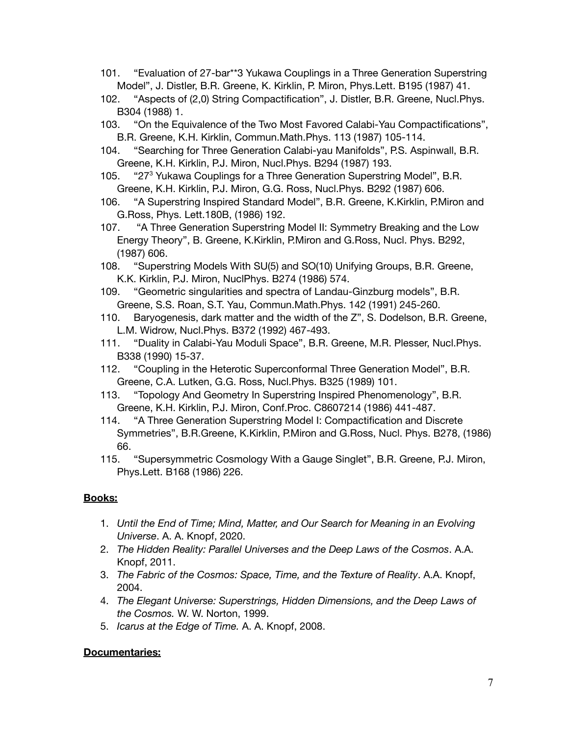101. "Evaluation of 27-bar**3 Yukawa Couplings in a Three Generation Superstring Model", J. Distler, B.R. Greene, K. Kirklin, P. Miron, Phys.Lett. B195 (1987) 41.
102. "Aspects of (2,0) String Compactification", J. Distler, B.R. Greene, Nucl.Phys. B304 (1988) 1.
103. "On the Equivalence of the Two Most Favored Calabi-Yau Compactifications", B.R. Greene, K.H. Kirklin, Commun.Math.Phys. 113 (1987) 105-114.
104. "Searching for Three Generation Calabi-yau Manifolds", P.S. Aspinwall, B.R. Greene, K.H. Kirklin, P.J. Miron, Nucl.Phys. B294 (1987) 193.
105. "$27^3$ Yukawa Couplings for a Three Generation Superstring Model", B.R. Greene, K.H. Kirklin, P.J. Miron, G.G. Ross, Nucl.Phys. B292 (1987) 606.
106. "A Superstring Inspired Standard Model", B.R. Greene, K.Kirklin, P.Miron and G.Ross, Phys. Lett.180B, (1986) 192.
107. "A Three Generation Superstring Model II: Symmetry Breaking and the Low Energy Theory", B. Greene, K.Kirklin, P.Miron and G.Ross, Nucl. Phys. B292, (1987) 606.
108. "Superstring Models With SU(5) and SO(10) Unifying Groups, B.R. Greene, K.K. Kirklin, P.J. Miron, NuclPhys. B274 (1986) 574.
109. "Geometric singularities and spectra of Landau-Ginzburg models", B.R. Greene, S.S. Roan, S.T. Yau, Commun.Math.Phys. 142 (1991) 245-260.
110. Baryogenesis, dark matter and the width of the Z", S. Dodelson, B.R. Greene, L.M. Widrow, Nucl.Phys. B372 (1992) 467-493.
111. "Duality in Calabi-Yau Moduli Space", B.R. Greene, M.R. Plesser, Nucl.Phys. B338 (1990) 15-37.
112. "Coupling in the Heterotic Superconformal Three Generation Model", B.R. Greene, C.A. Lutken, G.G. Ross, Nucl.Phys. B325 (1989) 101.
113. "Topology And Geometry In Superstring Inspired Phenomenology", B.R. Greene, K.H. Kirklin, P.J. Miron, Conf.Proc. C8607214 (1986) 441-487.
114. "A Three Generation Superstring Model I: Compactification and Discrete Symmetries", B.R.Greene, K.Kirklin, P.Miron and G.Ross, Nucl. Phys. B278, (1986) 66.
115. "Supersymmetric Cosmology With a Gauge Singlet", B.R. Greene, P.J. Miron, Phys.Lett. B168 (1986) 226.

**Books:**

1. *Until the End of Time; Mind, Matter, and Our Search for Meaning in an Evolving Universe*. A. A. Knopf, 2020.
2. *The Hidden Reality: Parallel Universes and the Deep Laws of the Cosmos*. A.A. Knopf, 2011.
3. *The Fabric of the Cosmos: Space, Time, and the Texture of Reality*. A.A. Knopf, 2004.
4. *The Elegant Universe: Superstrings, Hidden Dimensions, and the Deep Laws of the Cosmos.* W. W. Norton, 1999.
5. *Icarus at the Edge of Time.* A. A. Knopf, 2008.

**Documentaries:**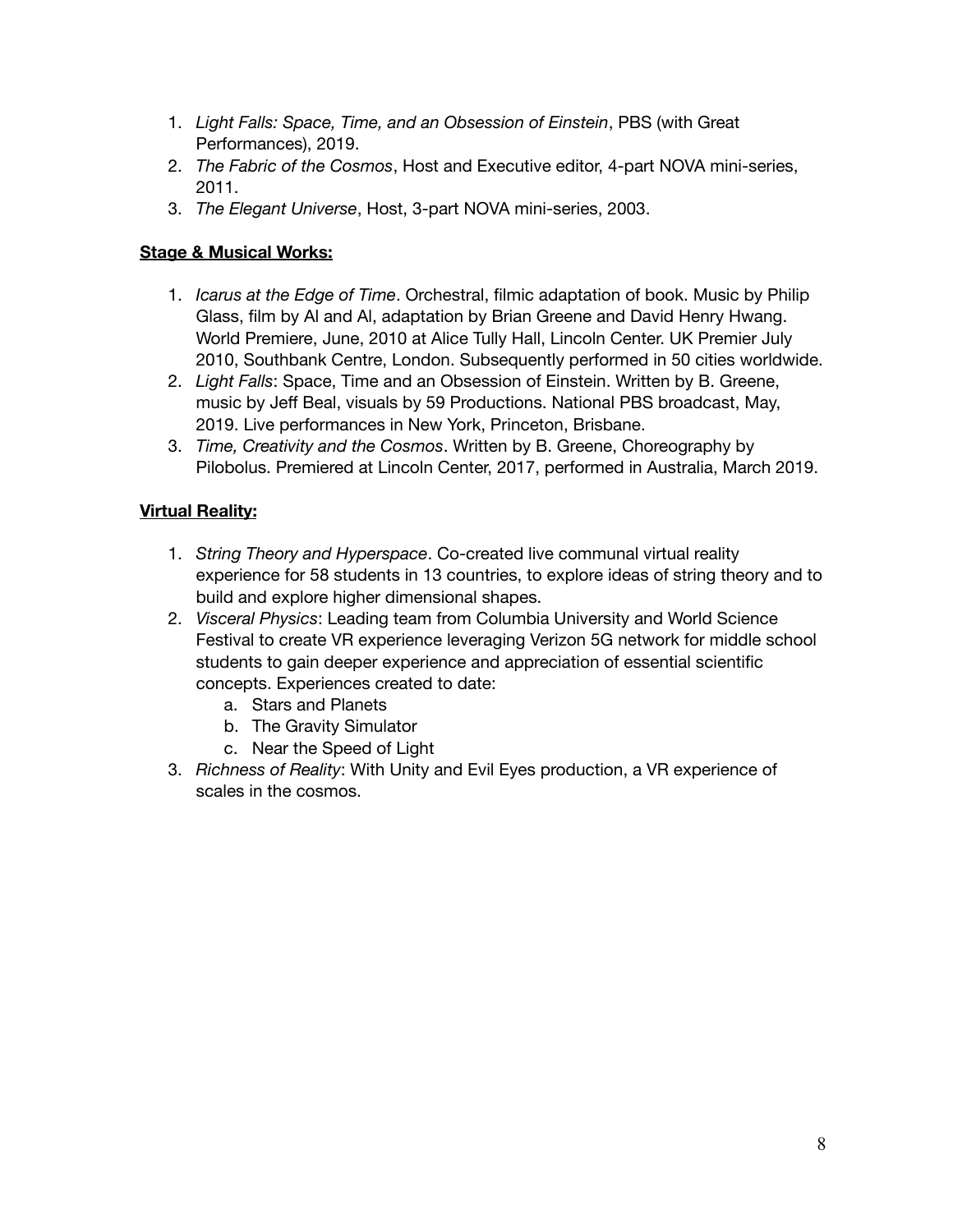1. *Light Falls: Space, Time, and an Obsession of Einstein*, PBS (with Great Performances), 2019.
2. *The Fabric of the Cosmos*, Host and Executive editor, 4-part NOVA mini-series, 2011.
3. *The Elegant Universe*, Host, 3-part NOVA mini-series, 2003.

**Stage & Musical Works:**

1. *Icarus at the Edge of Time*. Orchestral, filmic adaptation of book. Music by Philip Glass, film by Al and Al, adaptation by Brian Greene and David Henry Hwang. World Premiere, June, 2010 at Alice Tully Hall, Lincoln Center. UK Premier July 2010, Southbank Centre, London. Subsequently performed in 50 cities worldwide.
2. *Light Falls*: Space, Time and an Obsession of Einstein. Written by B. Greene, music by Jeff Beal, visuals by 59 Productions. National PBS broadcast, May, 2019. Live performances in New York, Princeton, Brisbane.
3. *Time, Creativity and the Cosmos*. Written by B. Greene, Choreography by Pilobolus. Premiered at Lincoln Center, 2017, performed in Australia, March 2019.

**Virtual Reality:**

1. *String Theory and Hyperspace*. Co-created live communal virtual reality experience for 58 students in 13 countries, to explore ideas of string theory and to build and explore higher dimensional shapes.
2. *Visceral Physics*: Leading team from Columbia University and World Science Festival to create VR experience leveraging Verizon 5G network for middle school students to gain deeper experience and appreciation of essential scientific concepts. Experiences created to date:
   a. Stars and Planets
   b. The Gravity Simulator
   c. Near the Speed of Light
3. *Richness of Reality*: With Unity and Evil Eyes production, a VR experience of scales in the cosmos.